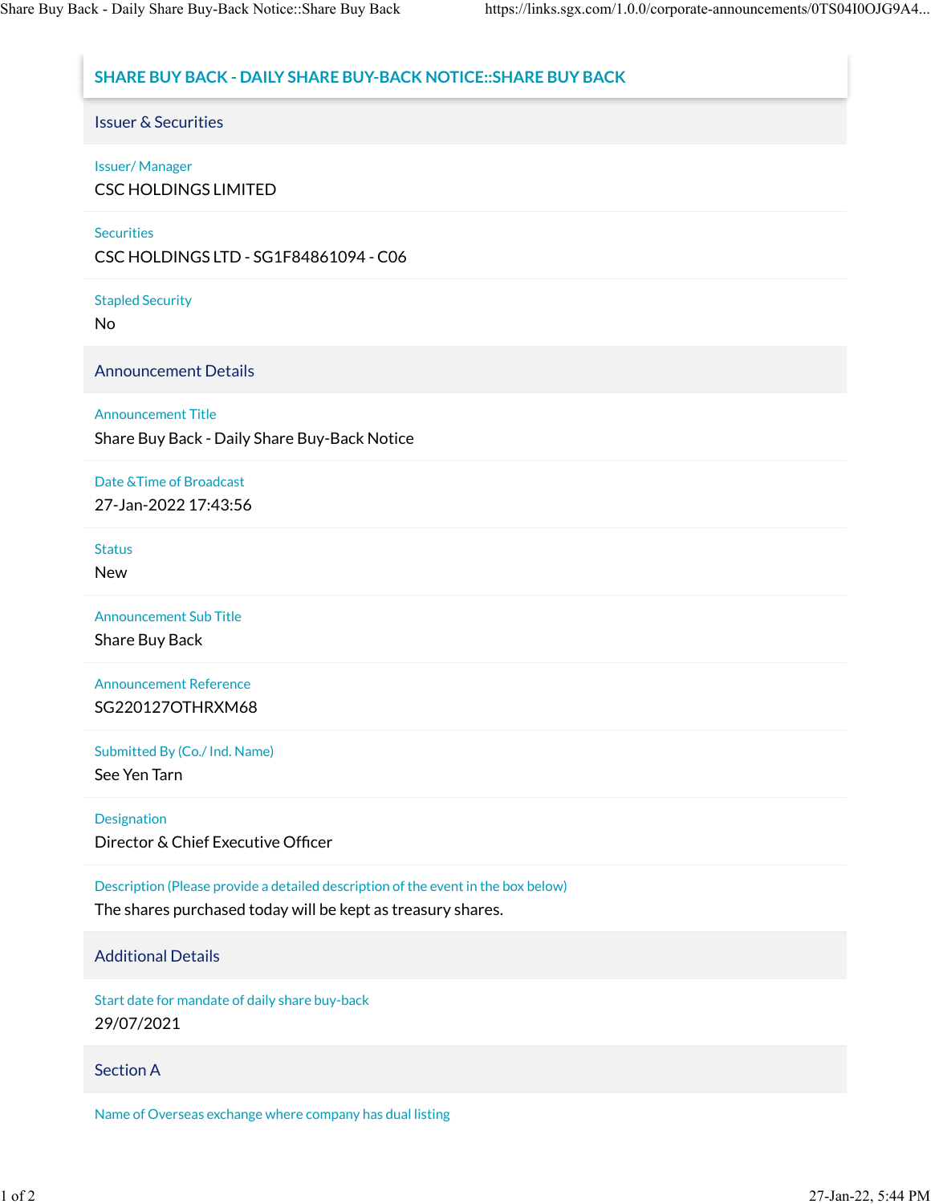# SHARE BUY BACK - DAILY SHARE BUY-BACK NOTICE::SHARE BUY BACK

## Issuer & Securities

**Issuer/ Manager**
CSC HOLDINGS LIMITED

**Securities**
CSC HOLDINGS LTD - SG1F84861094 - C06

**Stapled Security**
No

## Announcement Details

**Announcement Title**
Share Buy Back - Daily Share Buy-Back Notice

**Date &Time of Broadcast**
27-Jan-2022 17:43:56

**Status**
New

**Announcement Sub Title**
Share Buy Back

**Announcement Reference**
SG220127OTHRXM68

**Submitted By (Co./ Ind. Name)**
See Yen Tarn

**Designation**
Director & Chief Executive Officer

**Description (Please provide a detailed description of the event in the box below)**
The shares purchased today will be kept as treasury shares.

## Additional Details

**Start date for mandate of daily share buy-back**
29/07/2021

## Section A

**Name of Overseas exchange where company has dual listing**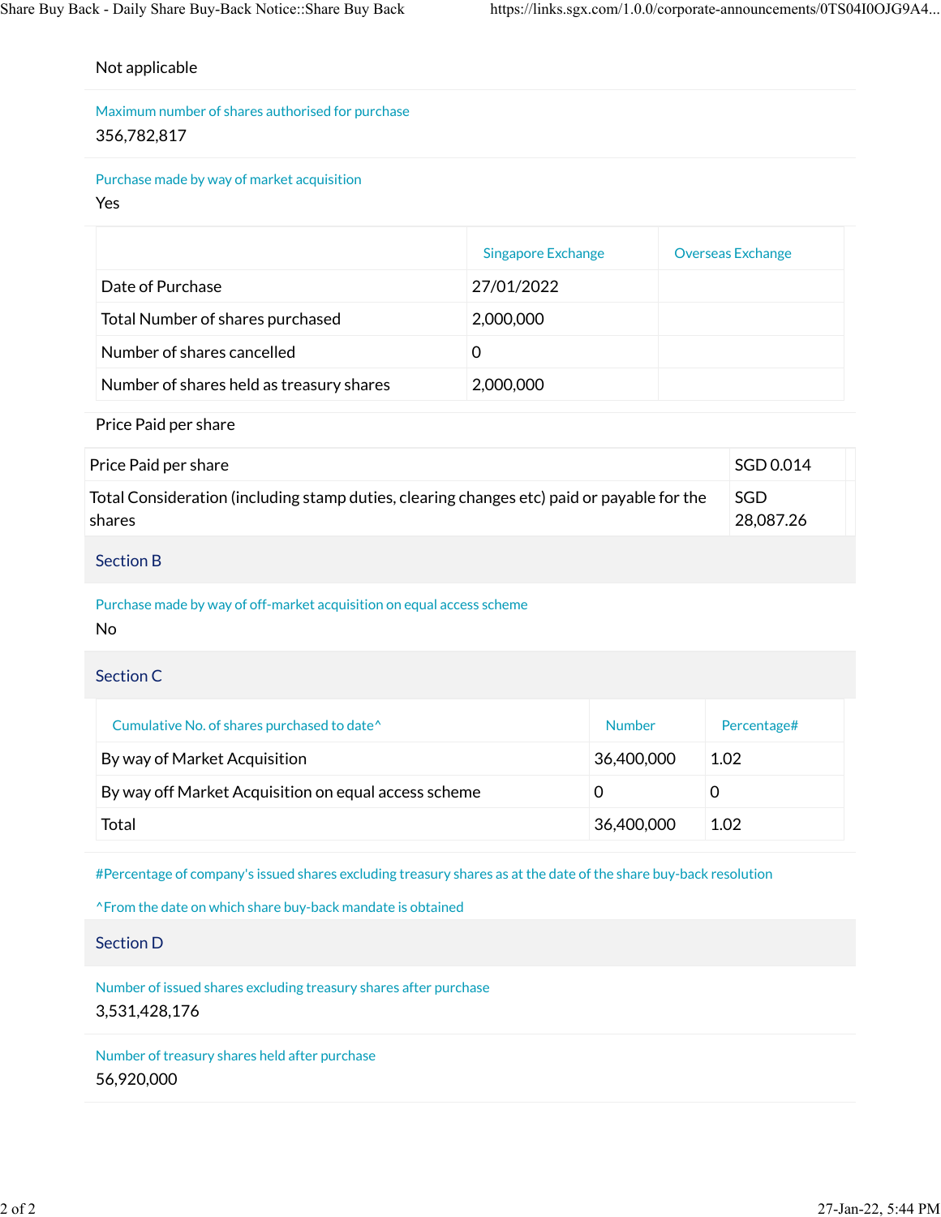Not applicable

Maximum number of shares authorised for purchase

356,782,817

Purchase made by way of market acquisition

Yes

| | Singapore Exchange | Overseas Exchange |
|---|---|---|
| Date of Purchase | 27/01/2022 | |
| Total Number of shares purchased | 2,000,000 | |
| Number of shares cancelled | 0 | |
| Number of shares held as treasury shares | 2,000,000 | |

Price Paid per share

| | |
|---|---|
| Price Paid per share | SGD 0.014 |
| Total Consideration (including stamp duties, clearing changes etc) paid or payable for the shares | SGD 28,087.26 |

## Section B

Purchase made by way of off-market acquisition on equal access scheme

No

## Section C

| Cumulative No. of shares purchased to date^ | Number | Percentage# |
|---|---|---|
| By way of Market Acquisition | 36,400,000 | 1.02 |
| By way off Market Acquisition on equal access scheme | 0 | 0 |
| Total | 36,400,000 | 1.02 |

#Percentage of company's issued shares excluding treasury shares as at the date of the share buy-back resolution

^From the date on which share buy-back mandate is obtained

## Section D

Number of issued shares excluding treasury shares after purchase

3,531,428,176

Number of treasury shares held after purchase

56,920,000